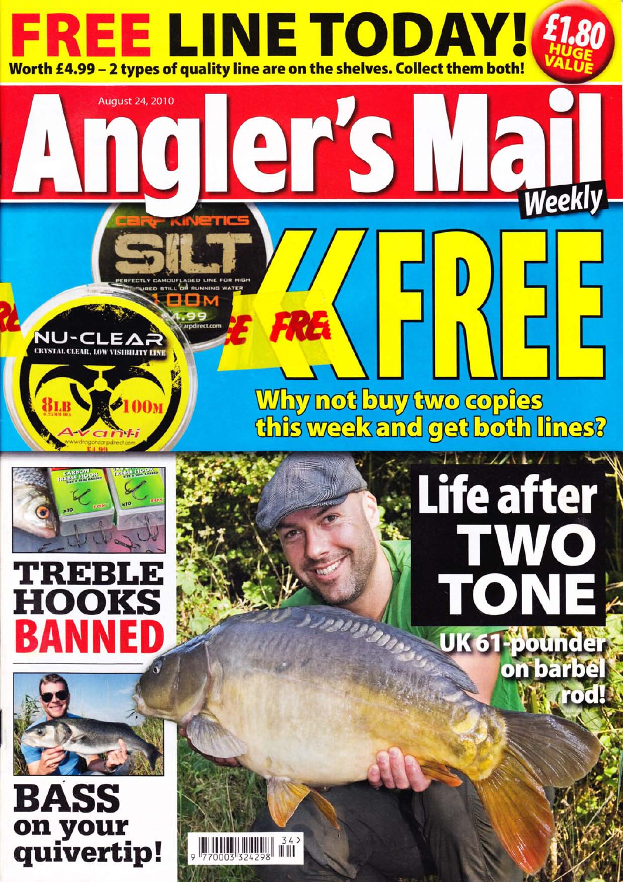# FREE LINE TODAY!

**Worth £4.99 – 2 types of quality line are on the shelves. Collect them both!**

£1.80 HUGE VALUE

August 24, 2010

# Angler's Mail

*Weekly*

CARP KINETICS SILT — PERFECTLY CAMOUFLAGED LINE FOR HIGH PRESSURED STILL OR RUNNING WATER — 100M — £4.99 — carpdirect.com

NU-CLEAR — CRYSTAL CLEAR, LOW VISIBILITY LINE — 8LB 0.25MM DIA — 100M — Avanti — www.dragoncarpdirect.com — £4.99

## FREE

**Why not buy two copies this week and get both lines?**

## TREBLE HOOKS BANNED

## Life after TWO TONE

**UK 61-pounder on barbel rod!**

## BASS on your quivertip!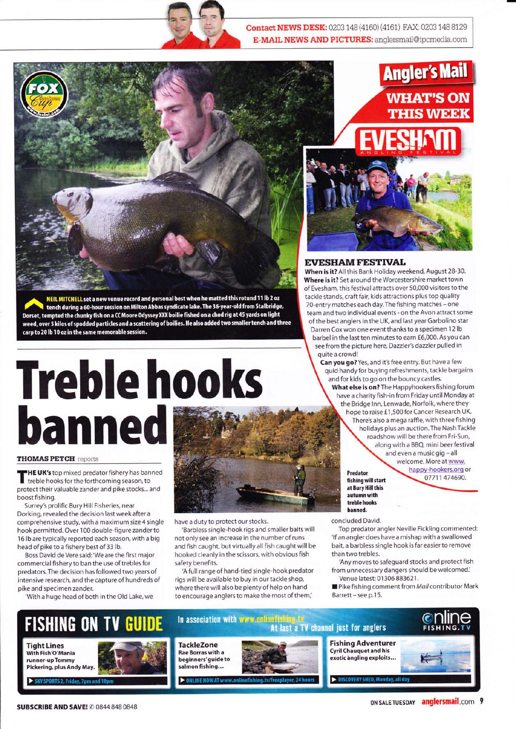Contact NEWS DESK: 0203 148 (4160) (4161) FAX: 0203 148 8129
E-MAIL NEWS AND PICTURES: anglersmail@ipcmedia.com

NEIL MITCHELL set a new venue record and personal best when he matted this rotund 11 lb 2 oz tench during a 60-hour session on Milton Abbas syndicate lake. The 36-year-old from Stalbridge, Dorset, tempted the chunky fish on a CC Moore Odyssey XXX boilie fished on a chod rig at 45 yards on light weed, over 5 kilos of spodded particles and a scattering of boilies. He also added two smaller tench and three carp to 20 lb 10 oz in the same memorable session.

# Angler's Mail WHAT'S ON THIS WEEK

## EVESHAM FESTIVAL

**When is it?** All this Bank Holiday weekend, August 28-30.

**Where is it?** Set around the Worcestershire market town of Evesham, this festival attracts over 50,000 visitors to the tackle stands, craft fair, kids attractions plus top quality 70-entry matches each day. The fishing matches – one team and two individual events - on the Avon attract some of the best anglers in the UK, and last year Garbolino star Darren Cox won one event thanks to a specimen 12 lb barbel in the last ten minutes to earn £6,000. As you can see from the picture here, Dazzler's dazzler pulled in quite a crowd!

**Can you go?** Yes, and it's free entry. But have a few quid handy for buying refreshments, tackle bargains and for kids to go on the bouncy castles.

**What else is on?** The Happyhookers fishing forum have a charity fish-in from Friday until Monday at the Bridge Inn, Lenwade, Norfolk, where they hope to raise £1,500 for Cancer Research UK. There's also a mega raffle, with three fishing holidays plus an auction. The Nash Tackle roadshow will be there from Fri-Sun, along with a BBQ, mini beer festival and even a music gig – all welcome. More at www.happy-hookers.org or 07711 474690.

# Treble hooks banned

**THOMAS PETCH** reports

**THE UK's** top mixed predator fishery has banned treble hooks for the forthcoming season, to protect their valuable zander and pike stocks... and boost fishing.

Surrey's prolific Bury Hill Fisheries, near Dorking, revealed the decision last week after a comprehensive study, with a maximum size 4 single hook permitted. Over 100 double-figure zander to 16 lb are typically reported each season, with a big head of pike to a fishery best of 33 lb.

Boss David de Vere said: 'We are the first major commercial fishery to ban the use of trebles for predators. The decision has followed two years of intensive research, and the capture of hundreds of pike and specimen zander.

'With a huge head of both in the Old Lake, we have a duty to protect our stocks.

'Barbless single-hook rigs and smaller baits will not only see an increase in the number of runs and fish caught, but virtually all fish caught will be hooked cleanly in the scissors, with obvious fish safety benefits.

'A full range of hand-tied single-hook predator rigs will be available to buy in our tackle shop, where there will also be plenty of help on hand to encourage anglers to make the most of them,' concluded David.

Predator fishing will start at Bury Hill this autumn with treble hooks banned.

Top predator angler Neville Fickling commented: 'If an angler does have a mishap with a swallowed bait, a barbless single hook is far easier to remove than two trebles.

'Any moves to safeguard stocks and protect fish from unnecessary dangers should be welcomed.'

Venue latest: 01306 883621.

■ Pike fishing comment from *Mail* contributor Mark Barrett – see p.15.

## FISHING ON TV GUIDE

In association with www.onlinefishing.tv — At last a TV channel just for anglers

**Tight Lines**
With Fish'O'Mania runner-up Tommy Pickering, plus Andy May.
SKY SPORTS 2, Friday, 7pm and 10pm

**TackleZone**
Rae Borras with a beginners' guide to salmon fishing...
ONLINE NOW AT www.onlinefishing.tv/freeplayer, 24 hours

**Fishing Adventurer**
Cyril Chauquet and his exotic angling exploits...
DISCOVERY SHED, Monday, all day

SUBSCRIBE AND SAVE! ✆ 0844 848 0848

ON SALE TUESDAY anglersmail.com